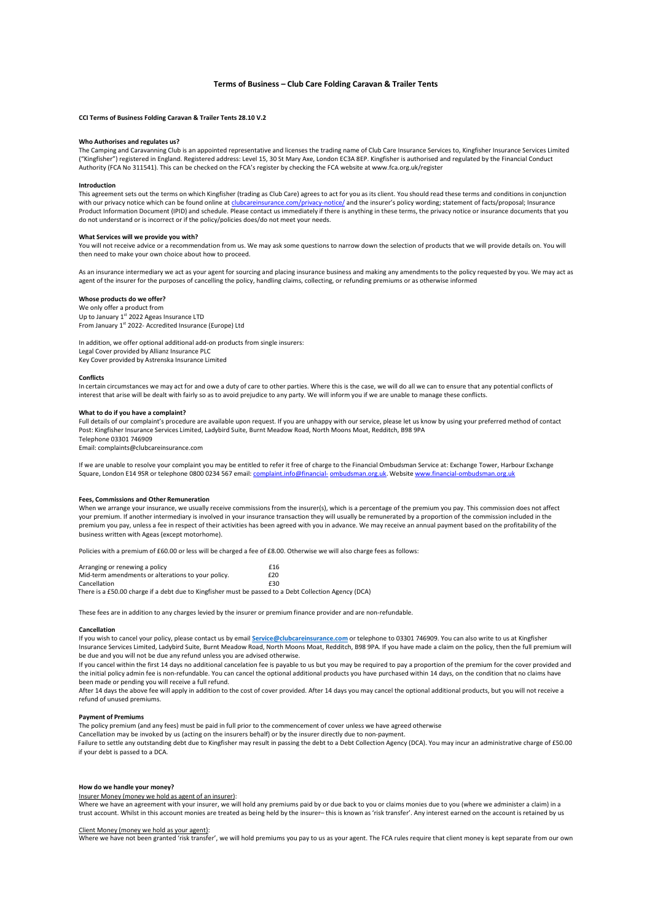# Terms of Business – Club Care Folding Caravan & Trailer Tents

**CCI Terms of Business Folding Caravan & Trailer Tents 28.10 V.2**

### Who Authorises and regulates us?

The Camping and Caravanning Club is an appointed representative and licenses the trading name of Club Care Insurance Services to, Kingfisher Insurance Services Limited ("Kingfisher") registered in England. Registered address: Level 15, 30 St Mary Axe, London EC3A 8EP. Kingfisher is authorised and regulated by the Financial Conduct Authority (FCA No 311541). This can be checked on the FCA's register by checking the FCA website at www.fca.org.uk/register

### Introduction

This agreement sets out the terms on which Kingfisher (trading as Club Care) agrees to act for you as its client. You should read these terms and conditions in conjunction with our privacy notice which can be found online at clubcareinsurance.com/privacy-notice/ and the insurer's policy wording; statement of facts/proposal; Insurance Product Information Document (IPID) and schedule. Please contact us immediately if there is anything in these terms, the privacy notice or insurance documents that you do not understand or is incorrect or if the policy/policies does/do not meet your needs.

### What Services will we provide you with?

You will not receive advice or a recommendation from us. We may ask some questions to narrow down the selection of products that we will provide details on. You will then need to make your own choice about how to proceed.

As an insurance intermediary we act as your agent for sourcing and placing insurance business and making any amendments to the policy requested by you. We may act as agent of the insurer for the purposes of cancelling the policy, handling claims, collecting, or refunding premiums or as otherwise informed

### Whose products do we offer?

We only offer a product from
Up to January 1st 2022 Ageas Insurance LTD
From January 1st 2022- Accredited Insurance (Europe) Ltd

In addition, we offer optional additional add-on products from single insurers:
Legal Cover provided by Allianz Insurance PLC
Key Cover provided by Astrenska Insurance Limited

### Conflicts

In certain circumstances we may act for and owe a duty of care to other parties. Where this is the case, we will do all we can to ensure that any potential conflicts of interest that arise will be dealt with fairly so as to avoid prejudice to any party. We will inform you if we are unable to manage these conflicts.

### What to do if you have a complaint?

Full details of our complaint's procedure are available upon request. If you are unhappy with our service, please let us know by using your preferred method of contact
Post: Kingfisher Insurance Services Limited, Ladybird Suite, Burnt Meadow Road, North Moons Moat, Redditch, B98 9PA
Telephone 03301 746909
Email: complaints@clubcareinsurance.com

If we are unable to resolve your complaint you may be entitled to refer it free of charge to the Financial Ombudsman Service at: Exchange Tower, Harbour Exchange Square, London E14 9SR or telephone 0800 0234 567 email: complaint.info@financial- ombudsman.org.uk. Website www.financial-ombudsman.org.uk

### Fees, Commissions and Other Remuneration

When we arrange your insurance, we usually receive commissions from the insurer(s), which is a percentage of the premium you pay. This commission does not affect your premium. If another intermediary is involved in your insurance transaction they will usually be remunerated by a proportion of the commission included in the premium you pay, unless a fee in respect of their activities has been agreed with you in advance. We may receive an annual payment based on the profitability of the business written with Ageas (except motorhome).

Policies with a premium of £60.00 or less will be charged a fee of £8.00. Otherwise we will also charge fees as follows:

| | |
|---|---|
| Arranging or renewing a policy | £16 |
| Mid-term amendments or alterations to your policy. | £20 |
| Cancellation | £30 |

There is a £50.00 charge if a debt due to Kingfisher must be passed to a Debt Collection Agency (DCA)

These fees are in addition to any charges levied by the insurer or premium finance provider and are non-refundable.

### Cancellation

If you wish to cancel your policy, please contact us by email **Service@clubcareinsurance.com** or telephone to 03301 746909. You can also write to us at Kingfisher Insurance Services Limited, Ladybird Suite, Burnt Meadow Road, North Moons Moat, Redditch, B98 9PA. If you have made a claim on the policy, then the full premium will be due and you will not be due any refund unless you are advised otherwise.

If you cancel within the first 14 days no additional cancelation fee is payable to us but you may be required to pay a proportion of the premium for the cover provided and the initial policy admin fee is non-refundable. You can cancel the optional additional products you have purchased within 14 days, on the condition that no claims have been made or pending you will receive a full refund.

After 14 days the above fee will apply in addition to the cost of cover provided. After 14 days you may cancel the optional additional products, but you will not receive a refund of unused premiums.

### Payment of Premiums

The policy premium (and any fees) must be paid in full prior to the commencement of cover unless we have agreed otherwise

Cancellation may be invoked by us (acting on the insurers behalf) or by the insurer directly due to non-payment.

Failure to settle any outstanding debt due to Kingfisher may result in passing the debt to a Debt Collection Agency (DCA). You may incur an administrative charge of £50.00 if your debt is passed to a DCA.

### How do we handle your money?

Insurer Money (money we hold as agent of an insurer):

Where we have an agreement with your insurer, we will hold any premiums paid by or due back to you or claims monies due to you (where we administer a claim) in a trust account. Whilst in this account monies are treated as being held by the insurer– this is known as 'risk transfer'. Any interest earned on the account is retained by us

Client Money (money we hold as your agent):

Where we have not been granted 'risk transfer', we will hold premiums you pay to us as your agent. The FCA rules require that client money is kept separate from our own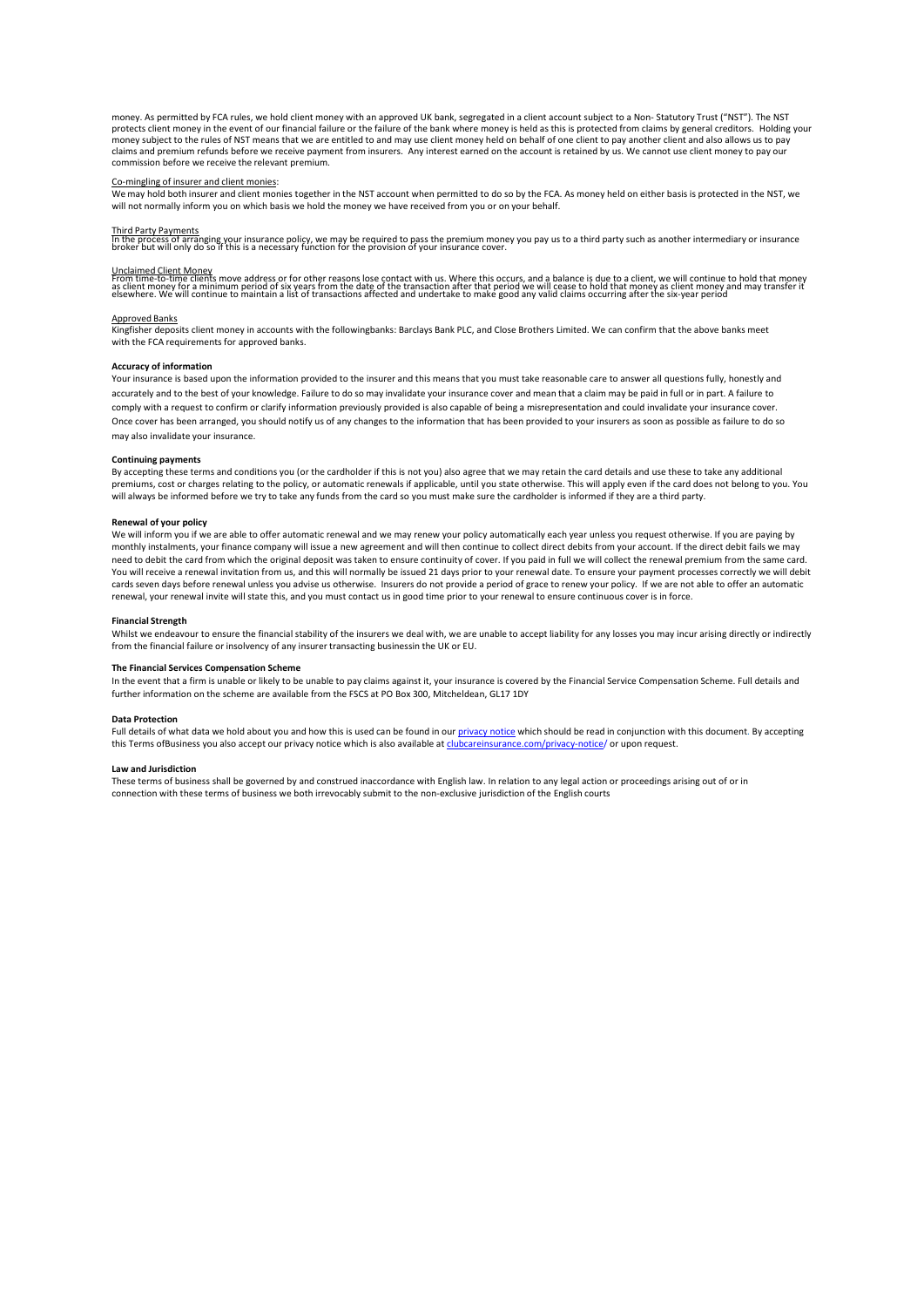money. As permitted by FCA rules, we hold client money with an approved UK bank, segregated in a client account subject to a Non- Statutory Trust ("NST"). The NST protects client money in the event of our financial failure or the failure of the bank where money is held as this is protected from claims by general creditors. Holding your money subject to the rules of NST means that we are entitled to and may use client money held on behalf of one client to pay another client and also allows us to pay claims and premium refunds before we receive payment from insurers. Any interest earned on the account is retained by us. We cannot use client money to pay our commission before we receive the relevant premium.

Co-mingling of insurer and client monies:
We may hold both insurer and client monies together in the NST account when permitted to do so by the FCA. As money held on either basis is protected in the NST, we will not normally inform you on which basis we hold the money we have received from you or on your behalf.

Third Party Payments
In the process of arranging your insurance policy, we may be required to pass the premium money you pay us to a third party such as another intermediary or insurance broker but will only do so if this is a necessary function for the provision of your insurance cover.

Unclaimed Client Money
From time-to-time clients move address or for other reasons lose contact with us. Where this occurs, and a balance is due to a client, we will continue to hold that money as client money for a minimum period of six years from the date of the transaction after that period we will cease to hold that money as client money and may transfer it elsewhere. We will continue to maintain a list of transactions affected and undertake to make good any valid claims occurring after the six-year period

Approved Banks
Kingfisher deposits client money in accounts with the followingbanks: Barclays Bank PLC, and Close Brothers Limited. We can confirm that the above banks meet with the FCA requirements for approved banks.

**Accuracy of information**

Your insurance is based upon the information provided to the insurer and this means that you must take reasonable care to answer all questions fully, honestly and accurately and to the best of your knowledge. Failure to do so may invalidate your insurance cover and mean that a claim may be paid in full or in part. A failure to comply with a request to confirm or clarify information previously provided is also capable of being a misrepresentation and could invalidate your insurance cover. Once cover has been arranged, you should notify us of any changes to the information that has been provided to your insurers as soon as possible as failure to do so may also invalidate your insurance.

**Continuing payments**

By accepting these terms and conditions you (or the cardholder if this is not you) also agree that we may retain the card details and use these to take any additional premiums, cost or charges relating to the policy, or automatic renewals if applicable, until you state otherwise. This will apply even if the card does not belong to you. You will always be informed before we try to take any funds from the card so you must make sure the cardholder is informed if they are a third party.

**Renewal of your policy**

We will inform you if we are able to offer automatic renewal and we may renew your policy automatically each year unless you request otherwise. If you are paying by monthly instalments, your finance company will issue a new agreement and will then continue to collect direct debits from your account. If the direct debit fails we may need to debit the card from which the original deposit was taken to ensure continuity of cover. If you paid in full we will collect the renewal premium from the same card. You will receive a renewal invitation from us, and this will normally be issued 21 days prior to your renewal date. To ensure your payment processes correctly we will debit cards seven days before renewal unless you advise us otherwise. Insurers do not provide a period of grace to renew your policy. If we are not able to offer an automatic renewal, your renewal invite will state this, and you must contact us in good time prior to your renewal to ensure continuous cover is in force.

**Financial Strength**

Whilst we endeavour to ensure the financial stability of the insurers we deal with, we are unable to accept liability for any losses you may incur arising directly or indirectly from the financial failure or insolvency of any insurer transacting businessin the UK or EU.

**The Financial Services Compensation Scheme**

In the event that a firm is unable or likely to be unable to pay claims against it, your insurance is covered by the Financial Service Compensation Scheme. Full details and further information on the scheme are available from the FSCS at PO Box 300, Mitcheldean, GL17 1DY

**Data Protection**

Full details of what data we hold about you and how this is used can be found in our privacy notice which should be read in conjunction with this document. By accepting this Terms ofBusiness you also accept our privacy notice which is also available at clubcareinsurance.com/privacy-notice/ or upon request.

**Law and Jurisdiction**

These terms of business shall be governed by and construed inaccordance with English law. In relation to any legal action or proceedings arising out of or in connection with these terms of business we both irrevocably submit to the non-exclusive jurisdiction of the English courts